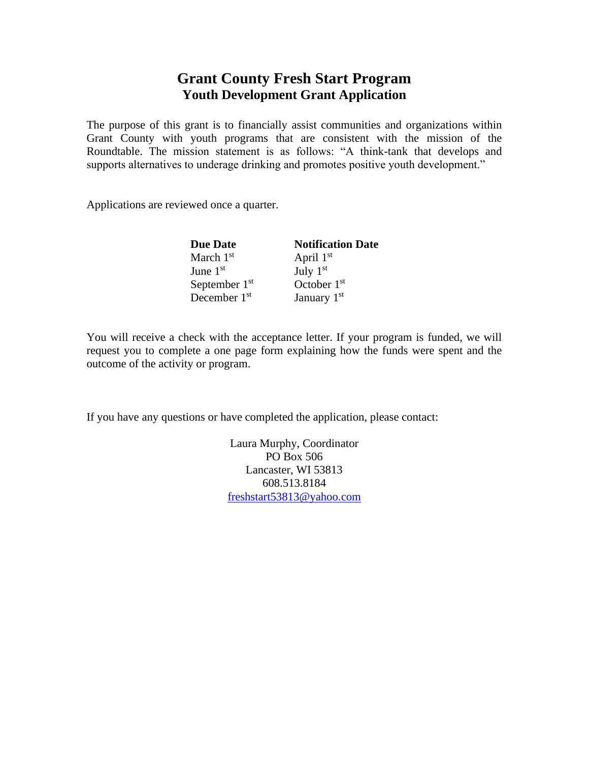# Grant County Fresh Start Program

## Youth Development Grant Application

The purpose of this grant is to financially assist communities and organizations within Grant County with youth programs that are consistent with the mission of the Roundtable. The mission statement is as follows: "A think-tank that develops and supports alternatives to underage drinking and promotes positive youth development."

Applications are reviewed once a quarter.

| Due Date | Notification Date |
| --- | --- |
| March 1st | April 1st |
| June 1st | July 1st |
| September 1st | October 1st |
| December 1st | January 1st |

You will receive a check with the acceptance letter. If your program is funded, we will request you to complete a one page form explaining how the funds were spent and the outcome of the activity or program.

If you have any questions or have completed the application, please contact:

Laura Murphy, Coordinator
PO Box 506
Lancaster, WI 53813
608.513.8184
freshstart53813@yahoo.com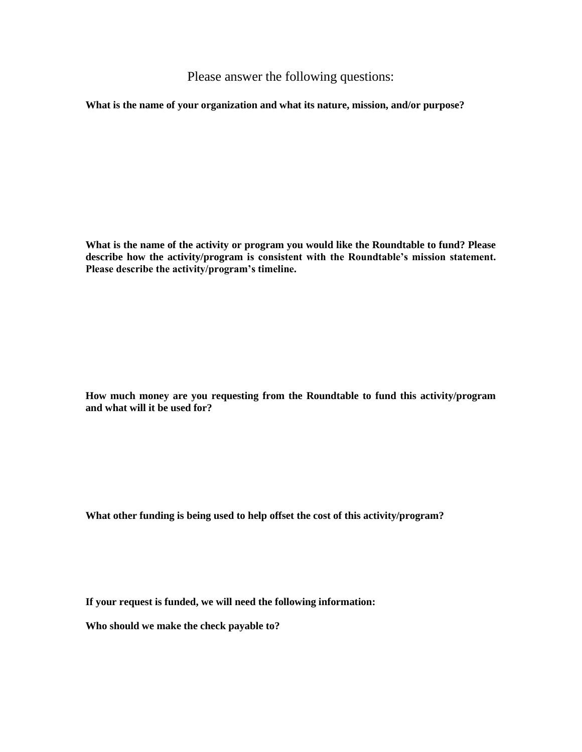Please answer the following questions:

**What is the name of your organization and what its nature, mission, and/or purpose?**

**What is the name of the activity or program you would like the Roundtable to fund? Please describe how the activity/program is consistent with the Roundtable's mission statement. Please describe the activity/program's timeline.**

**How much money are you requesting from the Roundtable to fund this activity/program and what will it be used for?**

**What other funding is being used to help offset the cost of this activity/program?**

**If your request is funded, we will need the following information:**

**Who should we make the check payable to?**